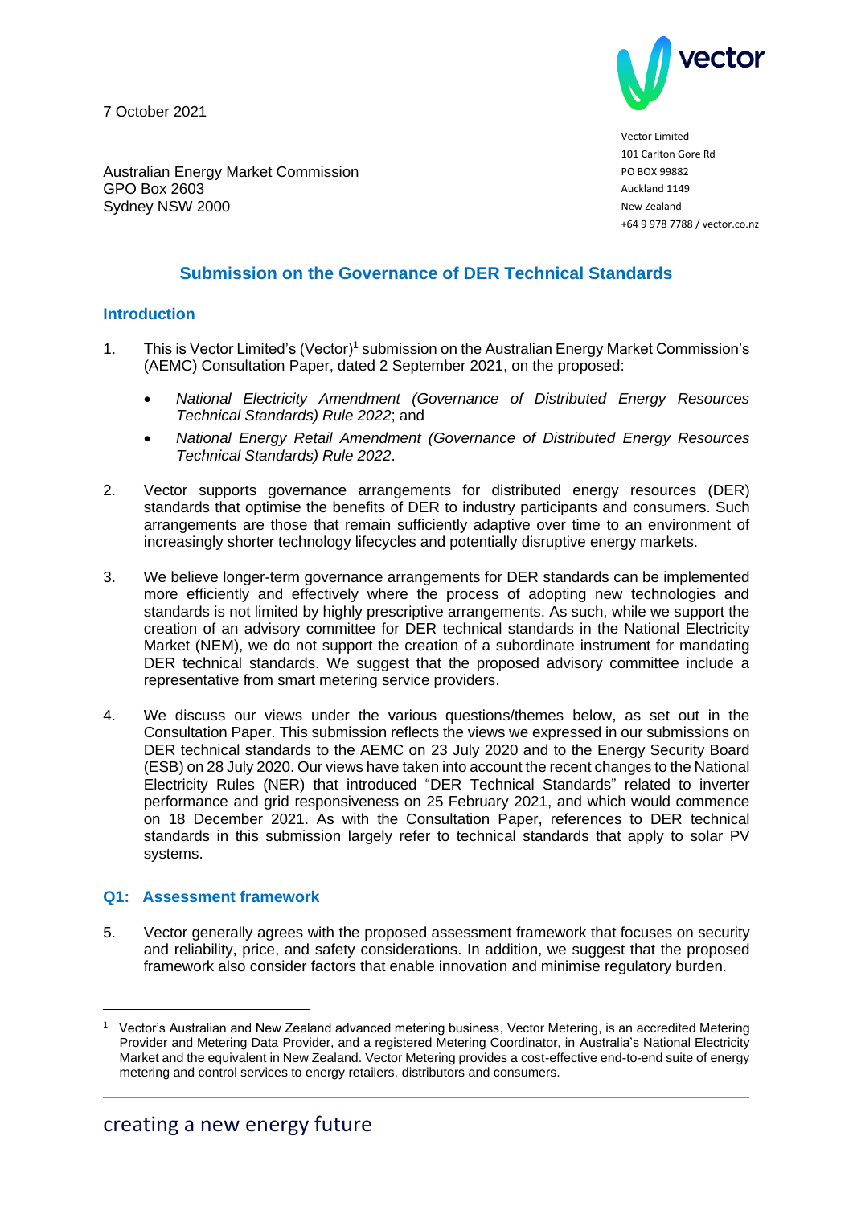7 October 2021

Vector Limited
101 Carlton Gore Rd
PO BOX 99882
Auckland 1149
New Zealand
+64 9 978 7788 / vector.co.nz

Australian Energy Market Commission
GPO Box 2603
Sydney NSW 2000

## Submission on the Governance of DER Technical Standards

### Introduction

1. This is Vector Limited's (Vector)[1] submission on the Australian Energy Market Commission's (AEMC) Consultation Paper, dated 2 September 2021, on the proposed:

   - *National Electricity Amendment (Governance of Distributed Energy Resources Technical Standards) Rule 2022*; and
   - *National Energy Retail Amendment (Governance of Distributed Energy Resources Technical Standards) Rule 2022*.

2. Vector supports governance arrangements for distributed energy resources (DER) standards that optimise the benefits of DER to industry participants and consumers. Such arrangements are those that remain sufficiently adaptive over time to an environment of increasingly shorter technology lifecycles and potentially disruptive energy markets.

3. We believe longer-term governance arrangements for DER standards can be implemented more efficiently and effectively where the process of adopting new technologies and standards is not limited by highly prescriptive arrangements. As such, while we support the creation of an advisory committee for DER technical standards in the National Electricity Market (NEM), we do not support the creation of a subordinate instrument for mandating DER technical standards. We suggest that the proposed advisory committee include a representative from smart metering service providers.

4. We discuss our views under the various questions/themes below, as set out in the Consultation Paper. This submission reflects the views we expressed in our submissions on DER technical standards to the AEMC on 23 July 2020 and to the Energy Security Board (ESB) on 28 July 2020. Our views have taken into account the recent changes to the National Electricity Rules (NER) that introduced "DER Technical Standards" related to inverter performance and grid responsiveness on 25 February 2021, and which would commence on 18 December 2021. As with the Consultation Paper, references to DER technical standards in this submission largely refer to technical standards that apply to solar PV systems.

### Q1: Assessment framework

5. Vector generally agrees with the proposed assessment framework that focuses on security and reliability, price, and safety considerations. In addition, we suggest that the proposed framework also consider factors that enable innovation and minimise regulatory burden.

---

[1] Vector's Australian and New Zealand advanced metering business, Vector Metering, is an accredited Metering Provider and Metering Data Provider, and a registered Metering Coordinator, in Australia's National Electricity Market and the equivalent in New Zealand. Vector Metering provides a cost-effective end-to-end suite of energy metering and control services to energy retailers, distributors and consumers.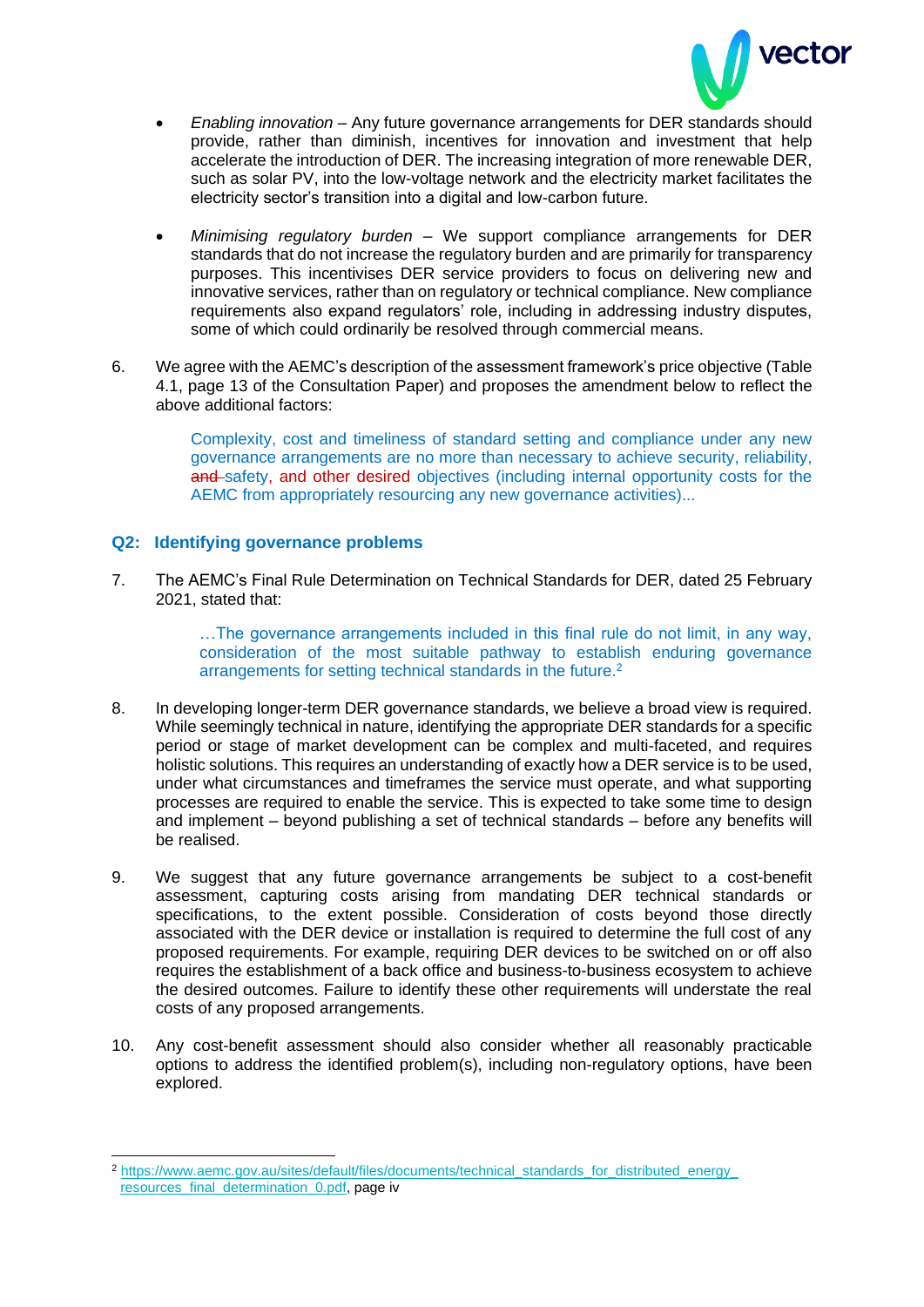- *Enabling innovation* – Any future governance arrangements for DER standards should provide, rather than diminish, incentives for innovation and investment that help accelerate the introduction of DER. The increasing integration of more renewable DER, such as solar PV, into the low-voltage network and the electricity market facilitates the electricity sector's transition into a digital and low-carbon future.

- *Minimising regulatory burden* – We support compliance arrangements for DER standards that do not increase the regulatory burden and are primarily for transparency purposes. This incentivises DER service providers to focus on delivering new and innovative services, rather than on regulatory or technical compliance. New compliance requirements also expand regulators' role, including in addressing industry disputes, some of which could ordinarily be resolved through commercial means.

6. We agree with the AEMC's description of the assessment framework's price objective (Table 4.1, page 13 of the Consultation Paper) and proposes the amendment below to reflect the above additional factors:

> Complexity, cost and timeliness of standard setting and compliance under any new governance arrangements are no more than necessary to achieve security, reliability, ~~and~~ safety, and other desired objectives (including internal opportunity costs for the AEMC from appropriately resourcing any new governance activities)...

## Q2: Identifying governance problems

7. The AEMC's Final Rule Determination on Technical Standards for DER, dated 25 February 2021, stated that:

> …The governance arrangements included in this final rule do not limit, in any way, consideration of the most suitable pathway to establish enduring governance arrangements for setting technical standards in the future.[2]

8. In developing longer-term DER governance standards, we believe a broad view is required. While seemingly technical in nature, identifying the appropriate DER standards for a specific period or stage of market development can be complex and multi-faceted, and requires holistic solutions. This requires an understanding of exactly how a DER service is to be used, under what circumstances and timeframes the service must operate, and what supporting processes are required to enable the service. This is expected to take some time to design and implement – beyond publishing a set of technical standards – before any benefits will be realised.

9. We suggest that any future governance arrangements be subject to a cost-benefit assessment, capturing costs arising from mandating DER technical standards or specifications, to the extent possible. Consideration of costs beyond those directly associated with the DER device or installation is required to determine the full cost of any proposed requirements. For example, requiring DER devices to be switched on or off also requires the establishment of a back office and business-to-business ecosystem to achieve the desired outcomes. Failure to identify these other requirements will understate the real costs of any proposed arrangements.

10. Any cost-benefit assessment should also consider whether all reasonably practicable options to address the identified problem(s), including non-regulatory options, have been explored.

---

[2] https://www.aemc.gov.au/sites/default/files/documents/technical_standards_for_distributed_energy_resources_final_determination_0.pdf, page iv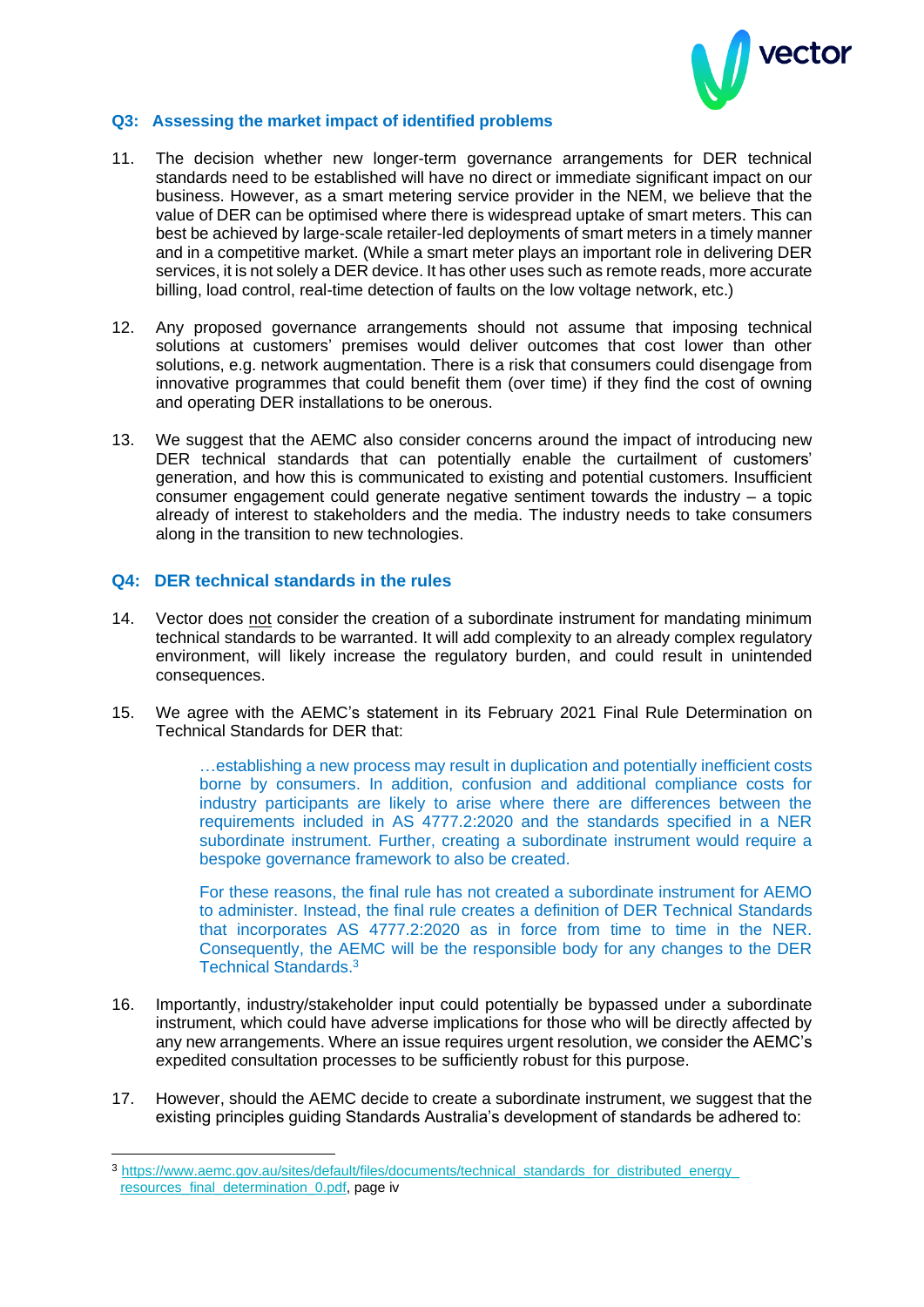### Q3: Assessing the market impact of identified problems

11. The decision whether new longer-term governance arrangements for DER technical standards need to be established will have no direct or immediate significant impact on our business. However, as a smart metering service provider in the NEM, we believe that the value of DER can be optimised where there is widespread uptake of smart meters. This can best be achieved by large-scale retailer-led deployments of smart meters in a timely manner and in a competitive market. (While a smart meter plays an important role in delivering DER services, it is not solely a DER device. It has other uses such as remote reads, more accurate billing, load control, real-time detection of faults on the low voltage network, etc.)

12. Any proposed governance arrangements should not assume that imposing technical solutions at customers' premises would deliver outcomes that cost lower than other solutions, e.g. network augmentation. There is a risk that consumers could disengage from innovative programmes that could benefit them (over time) if they find the cost of owning and operating DER installations to be onerous.

13. We suggest that the AEMC also consider concerns around the impact of introducing new DER technical standards that can potentially enable the curtailment of customers' generation, and how this is communicated to existing and potential customers. Insufficient consumer engagement could generate negative sentiment towards the industry – a topic already of interest to stakeholders and the media. The industry needs to take consumers along in the transition to new technologies.

### Q4: DER technical standards in the rules

14. Vector does not consider the creation of a subordinate instrument for mandating minimum technical standards to be warranted. It will add complexity to an already complex regulatory environment, will likely increase the regulatory burden, and could result in unintended consequences.

15. We agree with the AEMC's statement in its February 2021 Final Rule Determination on Technical Standards for DER that:

    > …establishing a new process may result in duplication and potentially inefficient costs borne by consumers. In addition, confusion and additional compliance costs for industry participants are likely to arise where there are differences between the requirements included in AS 4777.2:2020 and the standards specified in a NER subordinate instrument. Further, creating a subordinate instrument would require a bespoke governance framework to also be created.
    >
    > For these reasons, the final rule has not created a subordinate instrument for AEMO to administer. Instead, the final rule creates a definition of DER Technical Standards that incorporates AS 4777.2:2020 as in force from time to time in the NER. Consequently, the AEMC will be the responsible body for any changes to the DER Technical Standards.[3]

16. Importantly, industry/stakeholder input could potentially be bypassed under a subordinate instrument, which could have adverse implications for those who will be directly affected by any new arrangements. Where an issue requires urgent resolution, we consider the AEMC's expedited consultation processes to be sufficiently robust for this purpose.

17. However, should the AEMC decide to create a subordinate instrument, we suggest that the existing principles guiding Standards Australia's development of standards be adhered to:

---

[3] https://www.aemc.gov.au/sites/default/files/documents/technical_standards_for_distributed_energy_resources_final_determination_0.pdf, page iv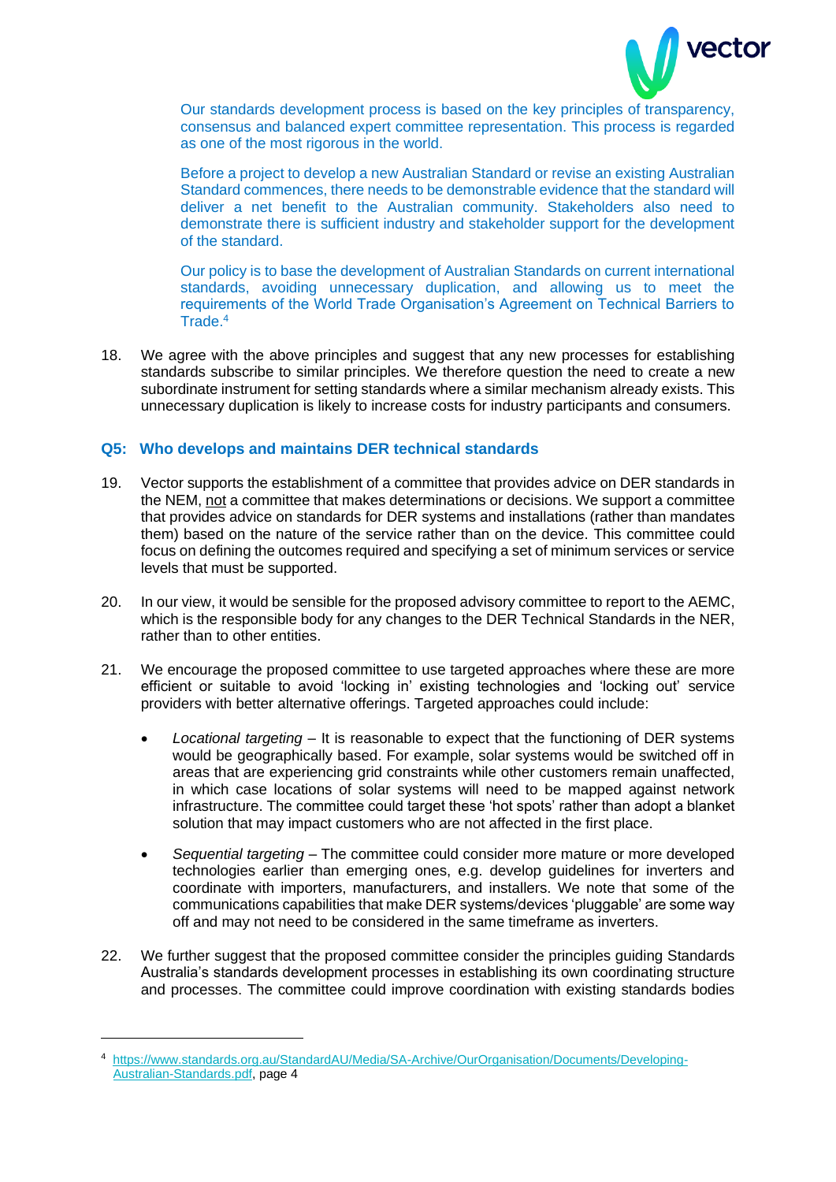> Our standards development process is based on the key principles of transparency, consensus and balanced expert committee representation. This process is regarded as one of the most rigorous in the world.
>
> Before a project to develop a new Australian Standard or revise an existing Australian Standard commences, there needs to be demonstrable evidence that the standard will deliver a net benefit to the Australian community. Stakeholders also need to demonstrate there is sufficient industry and stakeholder support for the development of the standard.
>
> Our policy is to base the development of Australian Standards on current international standards, avoiding unnecessary duplication, and allowing us to meet the requirements of the World Trade Organisation's Agreement on Technical Barriers to Trade.[4]

18. We agree with the above principles and suggest that any new processes for establishing standards subscribe to similar principles. We therefore question the need to create a new subordinate instrument for setting standards where a similar mechanism already exists. This unnecessary duplication is likely to increase costs for industry participants and consumers.

### Q5: Who develops and maintains DER technical standards

19. Vector supports the establishment of a committee that provides advice on DER standards in the NEM, not a committee that makes determinations or decisions. We support a committee that provides advice on standards for DER systems and installations (rather than mandates them) based on the nature of the service rather than on the device. This committee could focus on defining the outcomes required and specifying a set of minimum services or service levels that must be supported.

20. In our view, it would be sensible for the proposed advisory committee to report to the AEMC, which is the responsible body for any changes to the DER Technical Standards in the NER, rather than to other entities.

21. We encourage the proposed committee to use targeted approaches where these are more efficient or suitable to avoid 'locking in' existing technologies and 'locking out' service providers with better alternative offerings. Targeted approaches could include:

    - *Locational targeting* – It is reasonable to expect that the functioning of DER systems would be geographically based. For example, solar systems would be switched off in areas that are experiencing grid constraints while other customers remain unaffected, in which case locations of solar systems will need to be mapped against network infrastructure. The committee could target these 'hot spots' rather than adopt a blanket solution that may impact customers who are not affected in the first place.

    - *Sequential targeting* – The committee could consider more mature or more developed technologies earlier than emerging ones, e.g. develop guidelines for inverters and coordinate with importers, manufacturers, and installers. We note that some of the communications capabilities that make DER systems/devices 'pluggable' are some way off and may not need to be considered in the same timeframe as inverters.

22. We further suggest that the proposed committee consider the principles guiding Standards Australia's standards development processes in establishing its own coordinating structure and processes. The committee could improve coordination with existing standards bodies

---

[4] https://www.standards.org.au/StandardAU/Media/SA-Archive/OurOrganisation/Documents/Developing-Australian-Standards.pdf, page 4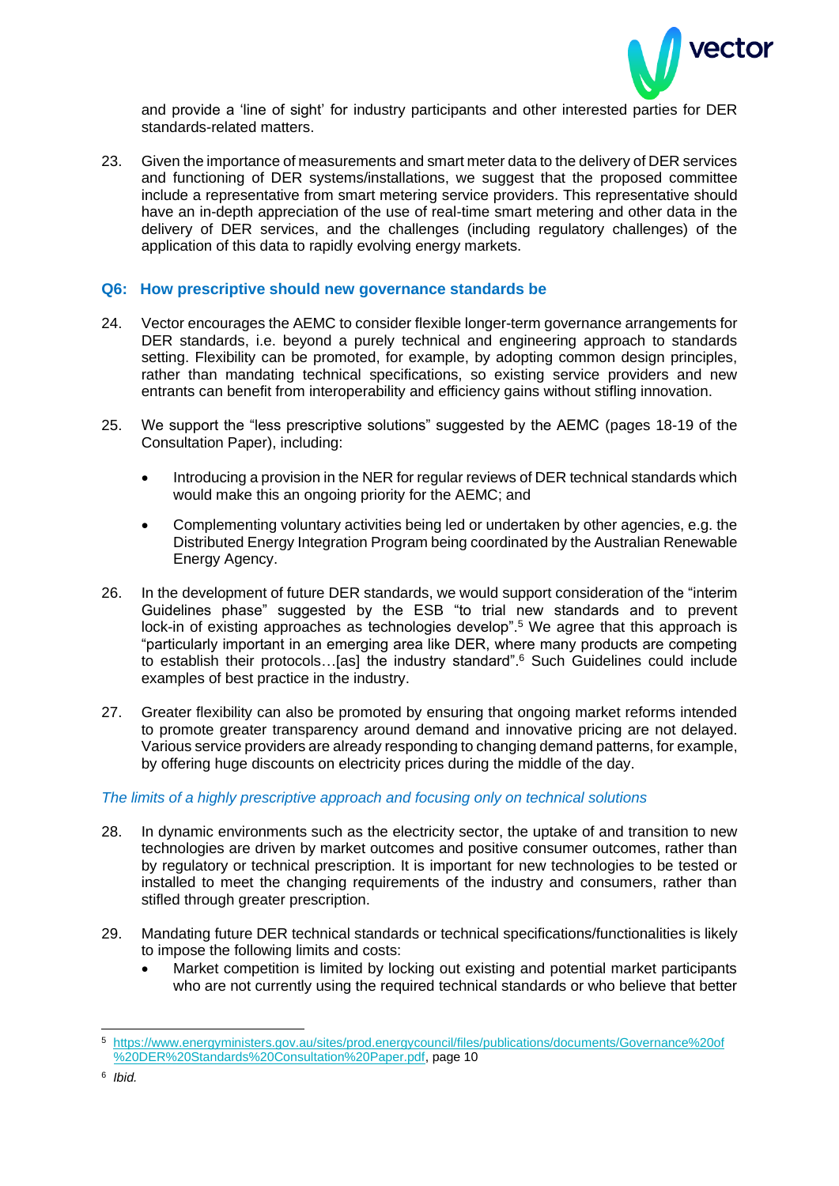and provide a 'line of sight' for industry participants and other interested parties for DER standards-related matters.

23. Given the importance of measurements and smart meter data to the delivery of DER services and functioning of DER systems/installations, we suggest that the proposed committee include a representative from smart metering service providers. This representative should have an in-depth appreciation of the use of real-time smart metering and other data in the delivery of DER services, and the challenges (including regulatory challenges) of the application of this data to rapidly evolving energy markets.

### Q6: How prescriptive should new governance standards be

24. Vector encourages the AEMC to consider flexible longer-term governance arrangements for DER standards, i.e. beyond a purely technical and engineering approach to standards setting. Flexibility can be promoted, for example, by adopting common design principles, rather than mandating technical specifications, so existing service providers and new entrants can benefit from interoperability and efficiency gains without stifling innovation.

25. We support the "less prescriptive solutions" suggested by the AEMC (pages 18-19 of the Consultation Paper), including:

    - Introducing a provision in the NER for regular reviews of DER technical standards which would make this an ongoing priority for the AEMC; and
    - Complementing voluntary activities being led or undertaken by other agencies, e.g. the Distributed Energy Integration Program being coordinated by the Australian Renewable Energy Agency.

26. In the development of future DER standards, we would support consideration of the "interim Guidelines phase" suggested by the ESB "to trial new standards and to prevent lock-in of existing approaches as technologies develop".[5] We agree that this approach is "particularly important in an emerging area like DER, where many products are competing to establish their protocols…[as] the industry standard".[6] Such Guidelines could include examples of best practice in the industry.

27. Greater flexibility can also be promoted by ensuring that ongoing market reforms intended to promote greater transparency around demand and innovative pricing are not delayed. Various service providers are already responding to changing demand patterns, for example, by offering huge discounts on electricity prices during the middle of the day.

*The limits of a highly prescriptive approach and focusing only on technical solutions*

28. In dynamic environments such as the electricity sector, the uptake of and transition to new technologies are driven by market outcomes and positive consumer outcomes, rather than by regulatory or technical prescription. It is important for new technologies to be tested or installed to meet the changing requirements of the industry and consumers, rather than stifled through greater prescription.

29. Mandating future DER technical standards or technical specifications/functionalities is likely to impose the following limits and costs:
    - Market competition is limited by locking out existing and potential market participants who are not currently using the required technical standards or who believe that better

---

[5] https://www.energyministers.gov.au/sites/prod.energycouncil/files/publications/documents/Governance%20of%20DER%20Standards%20Consultation%20Paper.pdf, page 10

[6] *Ibid.*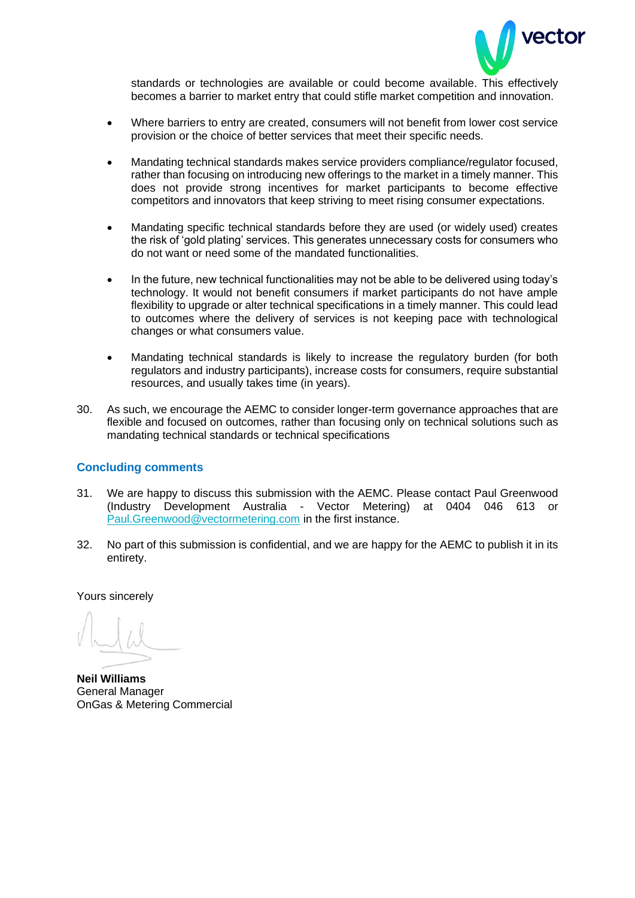standards or technologies are available or could become available. This effectively becomes a barrier to market entry that could stifle market competition and innovation.

- Where barriers to entry are created, consumers will not benefit from lower cost service provision or the choice of better services that meet their specific needs.

- Mandating technical standards makes service providers compliance/regulator focused, rather than focusing on introducing new offerings to the market in a timely manner. This does not provide strong incentives for market participants to become effective competitors and innovators that keep striving to meet rising consumer expectations.

- Mandating specific technical standards before they are used (or widely used) creates the risk of 'gold plating' services. This generates unnecessary costs for consumers who do not want or need some of the mandated functionalities.

- In the future, new technical functionalities may not be able to be delivered using today's technology. It would not benefit consumers if market participants do not have ample flexibility to upgrade or alter technical specifications in a timely manner. This could lead to outcomes where the delivery of services is not keeping pace with technological changes or what consumers value.

- Mandating technical standards is likely to increase the regulatory burden (for both regulators and industry participants), increase costs for consumers, require substantial resources, and usually takes time (in years).

30. As such, we encourage the AEMC to consider longer-term governance approaches that are flexible and focused on outcomes, rather than focusing only on technical solutions such as mandating technical standards or technical specifications

## Concluding comments

31. We are happy to discuss this submission with the AEMC. Please contact Paul Greenwood (Industry Development Australia - Vector Metering) at 0404 046 613 or Paul.Greenwood@vectormetering.com in the first instance.

32. No part of this submission is confidential, and we are happy for the AEMC to publish it in its entirety.

Yours sincerely

**Neil Williams**
General Manager
OnGas & Metering Commercial